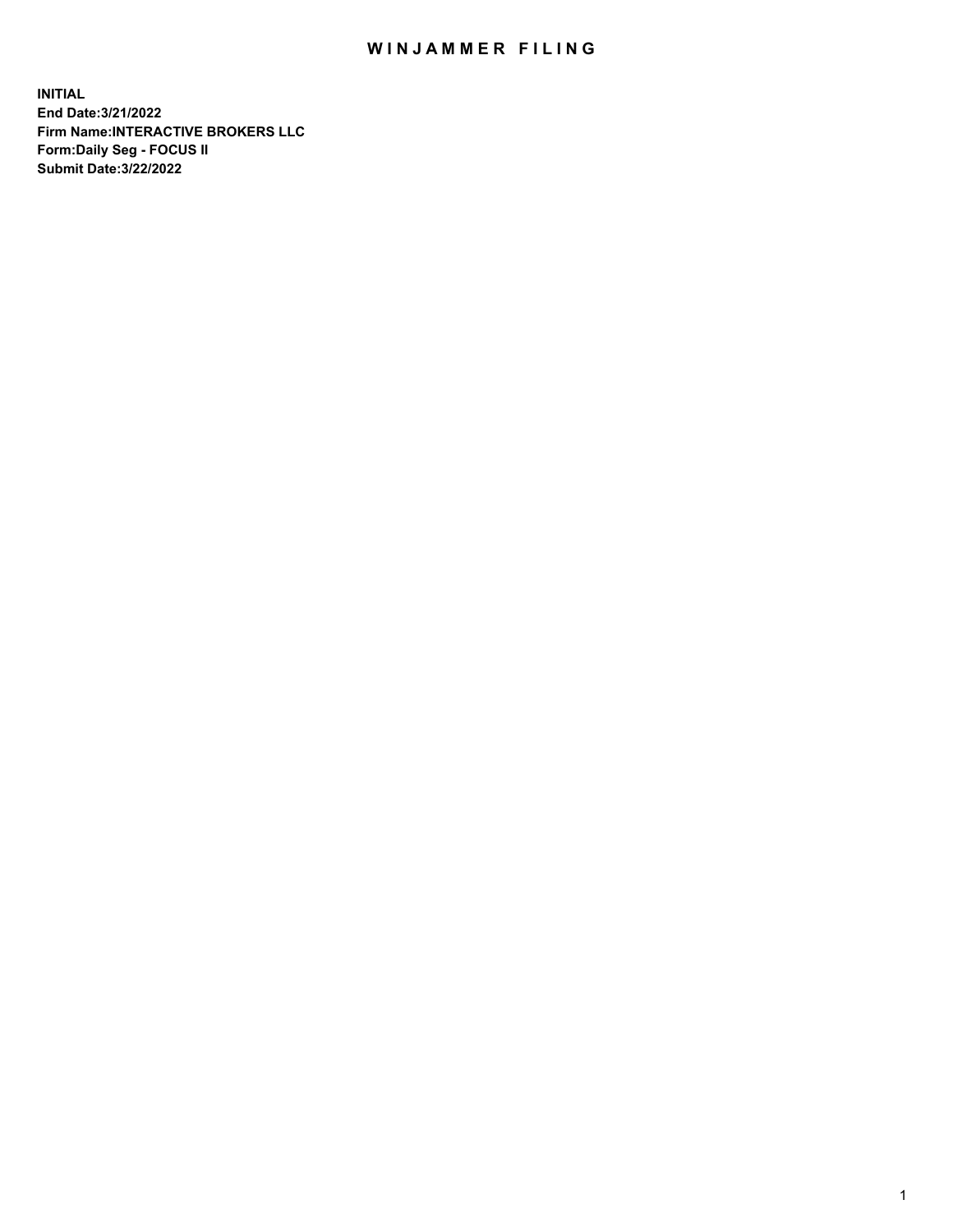# WINJAMMER FILING

**INITIAL**
**End Date:3/21/2022**
**Firm Name:INTERACTIVE BROKERS LLC**
**Form:Daily Seg - FOCUS II**
**Submit Date:3/22/2022**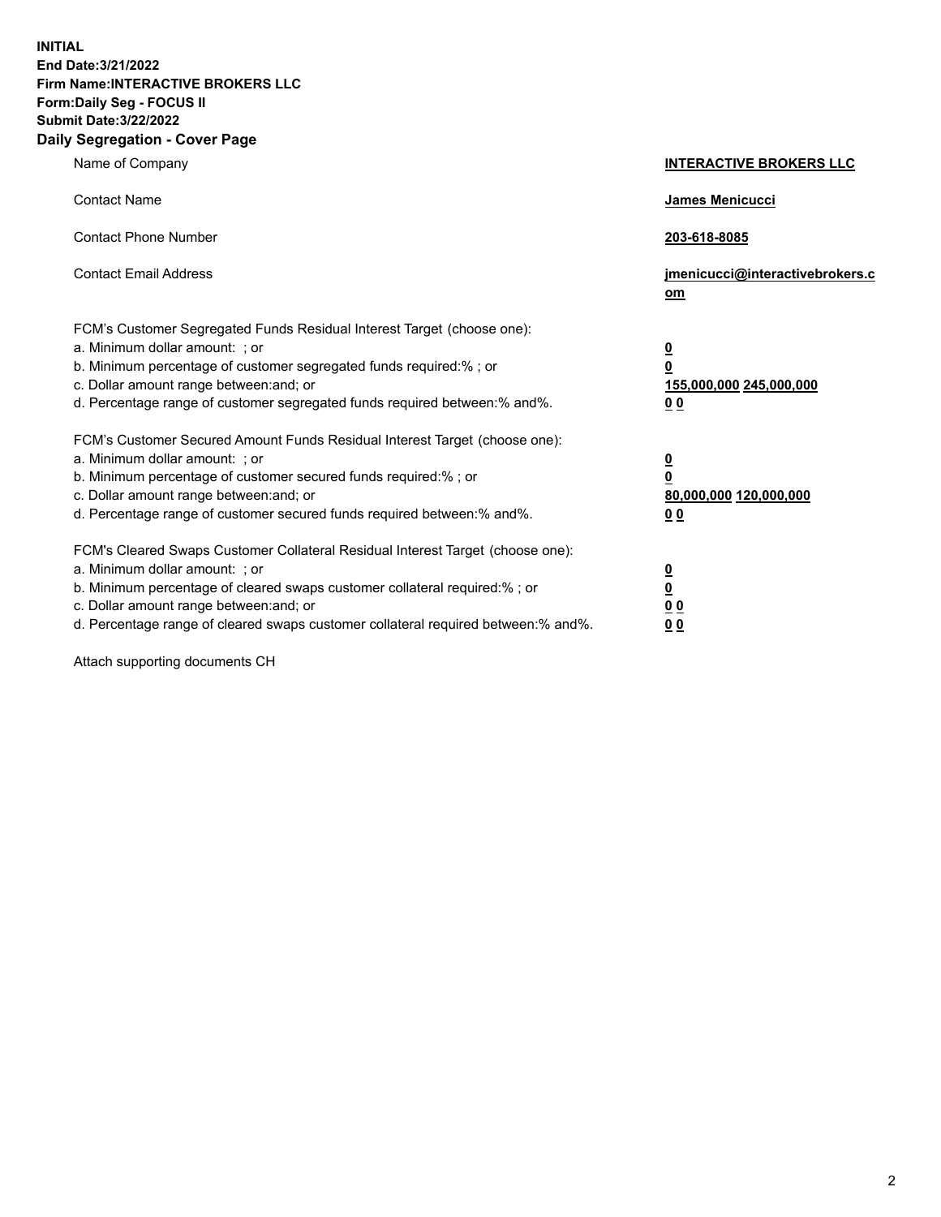**INITIAL**
**End Date:3/21/2022**
**Firm Name:INTERACTIVE BROKERS LLC**
**Form:Daily Seg - FOCUS II**
**Submit Date:3/22/2022**
**Daily Segregation - Cover Page**

| | |
|---|---|
| Name of Company | **INTERACTIVE BROKERS LLC** |
| Contact Name | **James Menicucci** |
| Contact Phone Number | **203-618-8085** |
| Contact Email Address | **jmenicucci@interactivebrokers.com** |
| FCM's Customer Segregated Funds Residual Interest Target (choose one): | |
| a. Minimum dollar amount: ; or | **0** |
| b. Minimum percentage of customer segregated funds required:% ; or | **0** |
| c. Dollar amount range between:and; or | **155,000,000 245,000,000** |
| d. Percentage range of customer segregated funds required between:% and%. | **0 0** |
| FCM's Customer Secured Amount Funds Residual Interest Target (choose one): | |
| a. Minimum dollar amount: ; or | **0** |
| b. Minimum percentage of customer secured funds required:% ; or | **0** |
| c. Dollar amount range between:and; or | **80,000,000 120,000,000** |
| d. Percentage range of customer secured funds required between:% and%. | **0 0** |
| FCM's Cleared Swaps Customer Collateral Residual Interest Target (choose one): | |
| a. Minimum dollar amount: ; or | **0** |
| b. Minimum percentage of cleared swaps customer collateral required:% ; or | **0** |
| c. Dollar amount range between:and; or | **0 0** |
| d. Percentage range of cleared swaps customer collateral required between:% and%. | **0 0** |

Attach supporting documents CH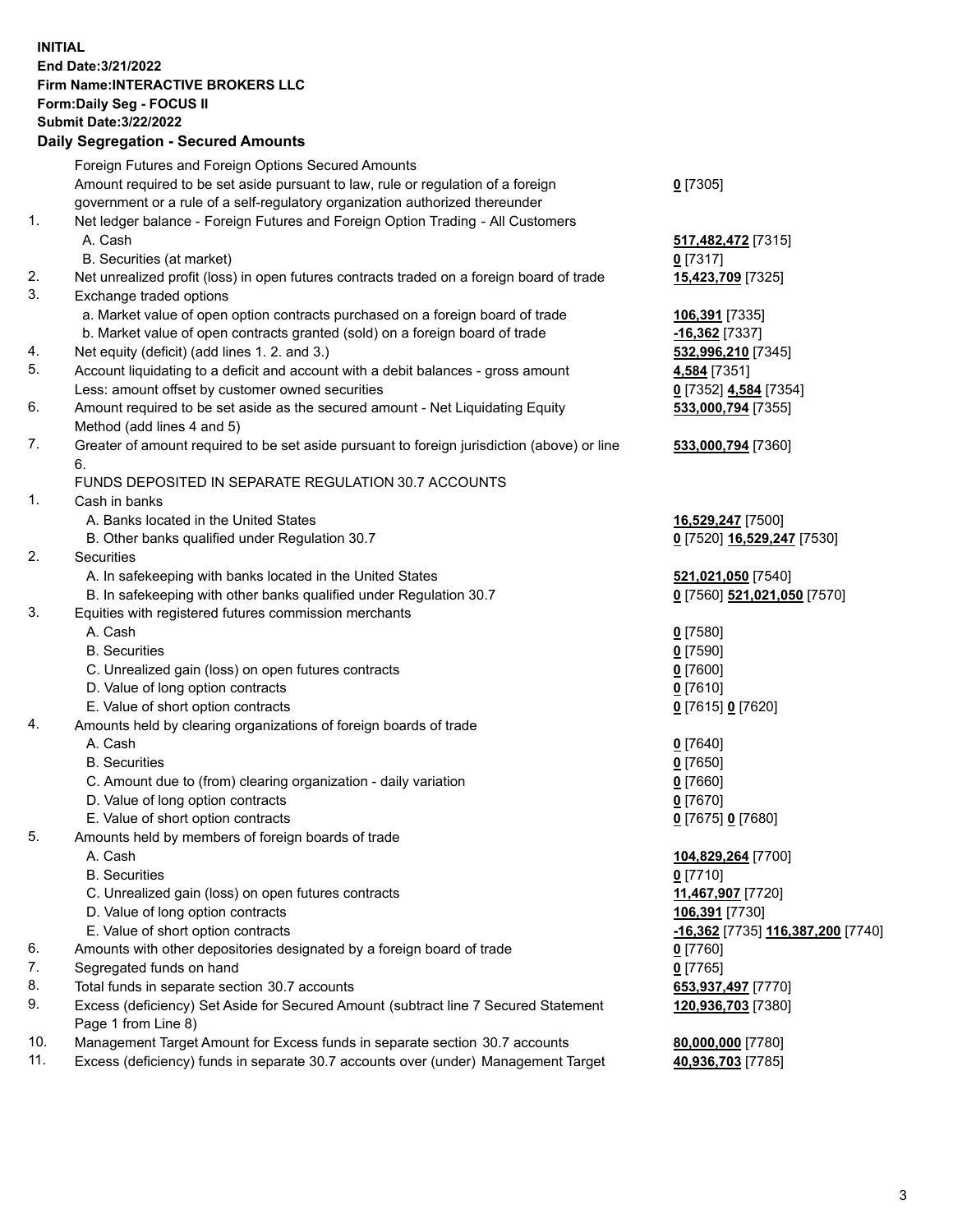**INITIAL**
**End Date:3/21/2022**
**Firm Name:INTERACTIVE BROKERS LLC**
**Form:Daily Seg - FOCUS II**
**Submit Date:3/22/2022**

## Daily Segregation - Secured Amounts

| | | |
|---|---|---|
| | Foreign Futures and Foreign Options Secured Amounts | |
| | Amount required to be set aside pursuant to law, rule or regulation of a foreign government or a rule of a self-regulatory organization authorized thereunder | **0** [7305] |
| 1. | Net ledger balance - Foreign Futures and Foreign Option Trading - All Customers | |
| | A. Cash | **517,482,472** [7315] |
| | B. Securities (at market) | **0** [7317] |
| 2. | Net unrealized profit (loss) in open futures contracts traded on a foreign board of trade | **15,423,709** [7325] |
| 3. | Exchange traded options | |
| | a. Market value of open option contracts purchased on a foreign board of trade | **106,391** [7335] |
| | b. Market value of open contracts granted (sold) on a foreign board of trade | **-16,362** [7337] |
| 4. | Net equity (deficit) (add lines 1. 2. and 3.) | **532,996,210** [7345] |
| 5. | Account liquidating to a deficit and account with a debit balances - gross amount | **4,584** [7351] |
| | Less: amount offset by customer owned securities | **0** [7352] **4,584** [7354] |
| 6. | Amount required to be set aside as the secured amount - Net Liquidating Equity Method (add lines 4 and 5) | **533,000,794** [7355] |
| 7. | Greater of amount required to be set aside pursuant to foreign jurisdiction (above) or line 6. | **533,000,794** [7360] |
| | FUNDS DEPOSITED IN SEPARATE REGULATION 30.7 ACCOUNTS | |
| 1. | Cash in banks | |
| | A. Banks located in the United States | **16,529,247** [7500] |
| | B. Other banks qualified under Regulation 30.7 | **0** [7520] **16,529,247** [7530] |
| 2. | Securities | |
| | A. In safekeeping with banks located in the United States | **521,021,050** [7540] |
| | B. In safekeeping with other banks qualified under Regulation 30.7 | **0** [7560] **521,021,050** [7570] |
| 3. | Equities with registered futures commission merchants | |
| | A. Cash | **0** [7580] |
| | B. Securities | **0** [7590] |
| | C. Unrealized gain (loss) on open futures contracts | **0** [7600] |
| | D. Value of long option contracts | **0** [7610] |
| | E. Value of short option contracts | **0** [7615] **0** [7620] |
| 4. | Amounts held by clearing organizations of foreign boards of trade | |
| | A. Cash | **0** [7640] |
| | B. Securities | **0** [7650] |
| | C. Amount due to (from) clearing organization - daily variation | **0** [7660] |
| | D. Value of long option contracts | **0** [7670] |
| | E. Value of short option contracts | **0** [7675] **0** [7680] |
| 5. | Amounts held by members of foreign boards of trade | |
| | A. Cash | **104,829,264** [7700] |
| | B. Securities | **0** [7710] |
| | C. Unrealized gain (loss) on open futures contracts | **11,467,907** [7720] |
| | D. Value of long option contracts | **106,391** [7730] |
| | E. Value of short option contracts | **-16,362** [7735] **116,387,200** [7740] |
| 6. | Amounts with other depositories designated by a foreign board of trade | **0** [7760] |
| 7. | Segregated funds on hand | **0** [7765] |
| 8. | Total funds in separate section 30.7 accounts | **653,937,497** [7770] |
| 9. | Excess (deficiency) Set Aside for Secured Amount (subtract line 7 Secured Statement Page 1 from Line 8) | **120,936,703** [7380] |
| 10. | Management Target Amount for Excess funds in separate section 30.7 accounts | **80,000,000** [7780] |
| 11. | Excess (deficiency) funds in separate 30.7 accounts over (under) Management Target | **40,936,703** [7785] |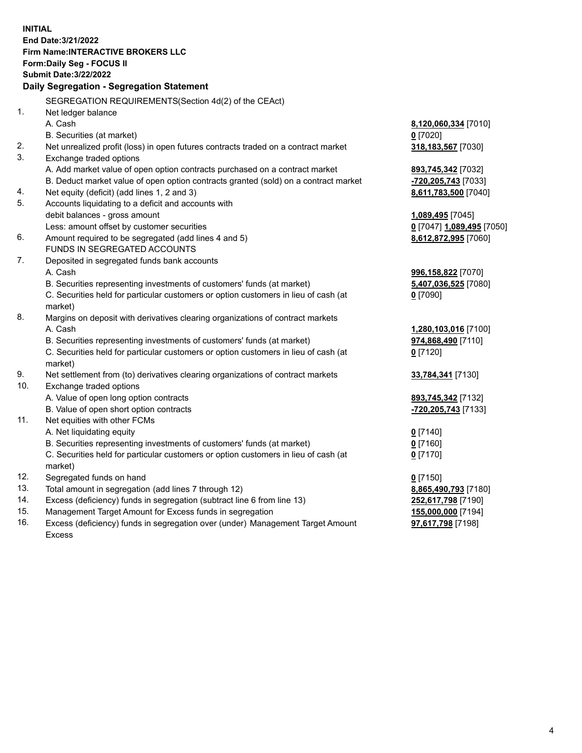**INITIAL**
**End Date:3/21/2022**
**Firm Name:INTERACTIVE BROKERS LLC**
**Form:Daily Seg - FOCUS II**
**Submit Date:3/22/2022**

## Daily Segregation - Segregation Statement

SEGREGATION REQUIREMENTS(Section 4d(2) of the CEAct)

| | | |
|---|---|---|
| 1. | Net ledger balance | |
| | A. Cash | **8,120,060,334** [7010] |
| | B. Securities (at market) | **0** [7020] |
| 2. | Net unrealized profit (loss) in open futures contracts traded on a contract market | **318,183,567** [7030] |
| 3. | Exchange traded options | |
| | A. Add market value of open option contracts purchased on a contract market | **893,745,342** [7032] |
| | B. Deduct market value of open option contracts granted (sold) on a contract market | **-720,205,743** [7033] |
| 4. | Net equity (deficit) (add lines 1, 2 and 3) | **8,611,783,500** [7040] |
| 5. | Accounts liquidating to a deficit and accounts with debit balances - gross amount | **1,089,495** [7045] |
| | Less: amount offset by customer securities | **0** [7047] **1,089,495** [7050] |
| 6. | Amount required to be segregated (add lines 4 and 5) | **8,612,872,995** [7060] |
| | FUNDS IN SEGREGATED ACCOUNTS | |
| 7. | Deposited in segregated funds bank accounts | |
| | A. Cash | **996,158,822** [7070] |
| | B. Securities representing investments of customers' funds (at market) | **5,407,036,525** [7080] |
| | C. Securities held for particular customers or option customers in lieu of cash (at market) | **0** [7090] |
| 8. | Margins on deposit with derivatives clearing organizations of contract markets | |
| | A. Cash | **1,280,103,016** [7100] |
| | B. Securities representing investments of customers' funds (at market) | **974,868,490** [7110] |
| | C. Securities held for particular customers or option customers in lieu of cash (at market) | **0** [7120] |
| 9. | Net settlement from (to) derivatives clearing organizations of contract markets | **33,784,341** [7130] |
| 10. | Exchange traded options | |
| | A. Value of open long option contracts | **893,745,342** [7132] |
| | B. Value of open short option contracts | **-720,205,743** [7133] |
| 11. | Net equities with other FCMs | |
| | A. Net liquidating equity | **0** [7140] |
| | B. Securities representing investments of customers' funds (at market) | **0** [7160] |
| | C. Securities held for particular customers or option customers in lieu of cash (at market) | **0** [7170] |
| 12. | Segregated funds on hand | **0** [7150] |
| 13. | Total amount in segregation (add lines 7 through 12) | **8,865,490,793** [7180] |
| 14. | Excess (deficiency) funds in segregation (subtract line 6 from line 13) | **252,617,798** [7190] |
| 15. | Management Target Amount for Excess funds in segregation | **155,000,000** [7194] |
| 16. | Excess (deficiency) funds in segregation over (under) Management Target Amount Excess | **97,617,798** [7198] |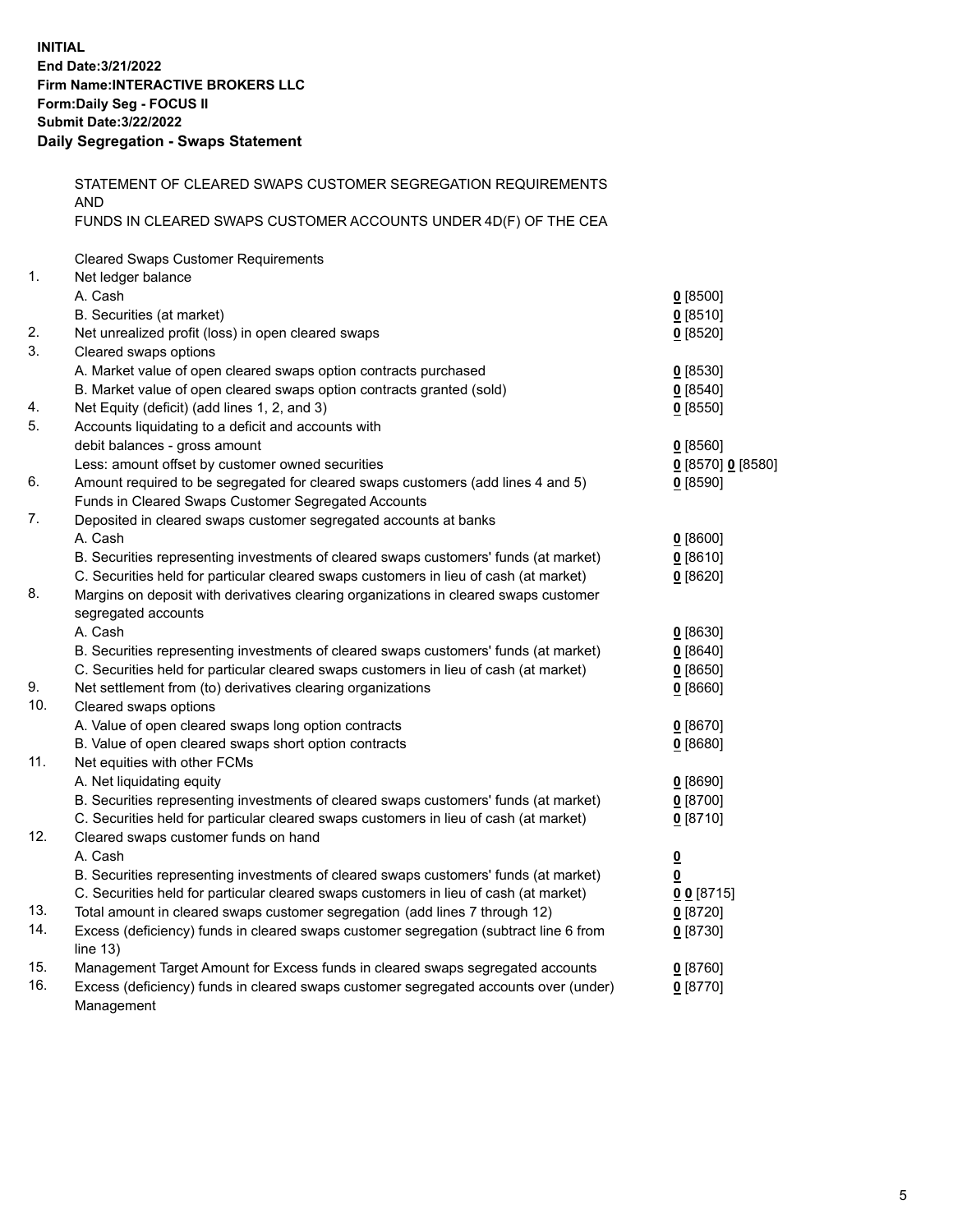**INITIAL**
**End Date:3/21/2022**
**Firm Name:INTERACTIVE BROKERS LLC**
**Form:Daily Seg - FOCUS II**
**Submit Date:3/22/2022**
**Daily Segregation - Swaps Statement**

STATEMENT OF CLEARED SWAPS CUSTOMER SEGREGATION REQUIREMENTS AND FUNDS IN CLEARED SWAPS CUSTOMER ACCOUNTS UNDER 4D(F) OF THE CEA

| | | |
|---|---|---|
| | Cleared Swaps Customer Requirements | |
| 1. | Net ledger balance | |
| | A. Cash | 0 [8500] |
| | B. Securities (at market) | 0 [8510] |
| 2. | Net unrealized profit (loss) in open cleared swaps | 0 [8520] |
| 3. | Cleared swaps options | |
| | A. Market value of open cleared swaps option contracts purchased | 0 [8530] |
| | B. Market value of open cleared swaps option contracts granted (sold) | 0 [8540] |
| 4. | Net Equity (deficit) (add lines 1, 2, and 3) | 0 [8550] |
| 5. | Accounts liquidating to a deficit and accounts with debit balances - gross amount | 0 [8560] |
| | Less: amount offset by customer owned securities | 0 [8570] 0 [8580] |
| 6. | Amount required to be segregated for cleared swaps customers (add lines 4 and 5) | 0 [8590] |
| | Funds in Cleared Swaps Customer Segregated Accounts | |
| 7. | Deposited in cleared swaps customer segregated accounts at banks | |
| | A. Cash | 0 [8600] |
| | B. Securities representing investments of cleared swaps customers' funds (at market) | 0 [8610] |
| | C. Securities held for particular cleared swaps customers in lieu of cash (at market) | 0 [8620] |
| 8. | Margins on deposit with derivatives clearing organizations in cleared swaps customer segregated accounts | |
| | A. Cash | 0 [8630] |
| | B. Securities representing investments of cleared swaps customers' funds (at market) | 0 [8640] |
| | C. Securities held for particular cleared swaps customers in lieu of cash (at market) | 0 [8650] |
| 9. | Net settlement from (to) derivatives clearing organizations | 0 [8660] |
| 10. | Cleared swaps options | |
| | A. Value of open cleared swaps long option contracts | 0 [8670] |
| | B. Value of open cleared swaps short option contracts | 0 [8680] |
| 11. | Net equities with other FCMs | |
| | A. Net liquidating equity | 0 [8690] |
| | B. Securities representing investments of cleared swaps customers' funds (at market) | 0 [8700] |
| | C. Securities held for particular cleared swaps customers in lieu of cash (at market) | 0 [8710] |
| 12. | Cleared swaps customer funds on hand | |
| | A. Cash | 0 |
| | B. Securities representing investments of cleared swaps customers' funds (at market) | 0 |
| | C. Securities held for particular cleared swaps customers in lieu of cash (at market) | 0 0 [8715] |
| 13. | Total amount in cleared swaps customer segregation (add lines 7 through 12) | 0 [8720] |
| 14. | Excess (deficiency) funds in cleared swaps customer segregation (subtract line 6 from line 13) | 0 [8730] |
| 15. | Management Target Amount for Excess funds in cleared swaps segregated accounts | 0 [8760] |
| 16. | Excess (deficiency) funds in cleared swaps customer segregated accounts over (under) Management | 0 [8770] |